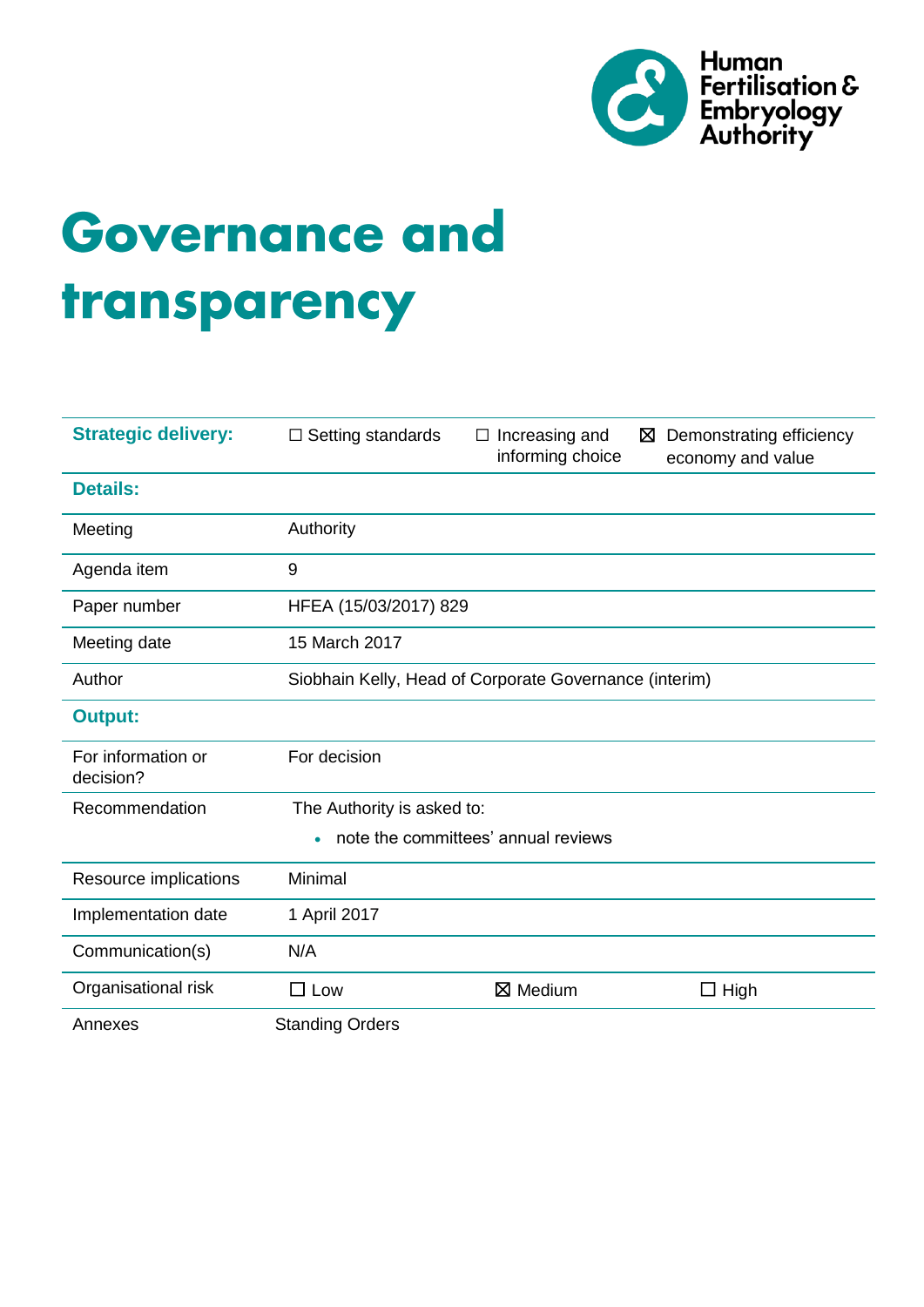Human Fertilisation & Embryology Authority

# Governance and transparency

| Strategic delivery: | ☐ Setting standards | ☐ Increasing and informing choice | ☒ Demonstrating efficiency economy and value |
|---|---|---|---|
| **Details:** | | | |
| Meeting | Authority | | |
| Agenda item | 9 | | |
| Paper number | HFEA (15/03/2017) 829 | | |
| Meeting date | 15 March 2017 | | |
| Author | Siobhain Kelly, Head of Corporate Governance (interim) | | |
| **Output:** | | | |
| For information or decision? | For decision | | |
| Recommendation | The Authority is asked to:<br>• note the committees' annual reviews | | |
| Resource implications | Minimal | | |
| Implementation date | 1 April 2017 | | |
| Communication(s) | N/A | | |
| Organisational risk | ☐ Low | ☒ Medium | ☐ High |
| Annexes | Standing Orders | | |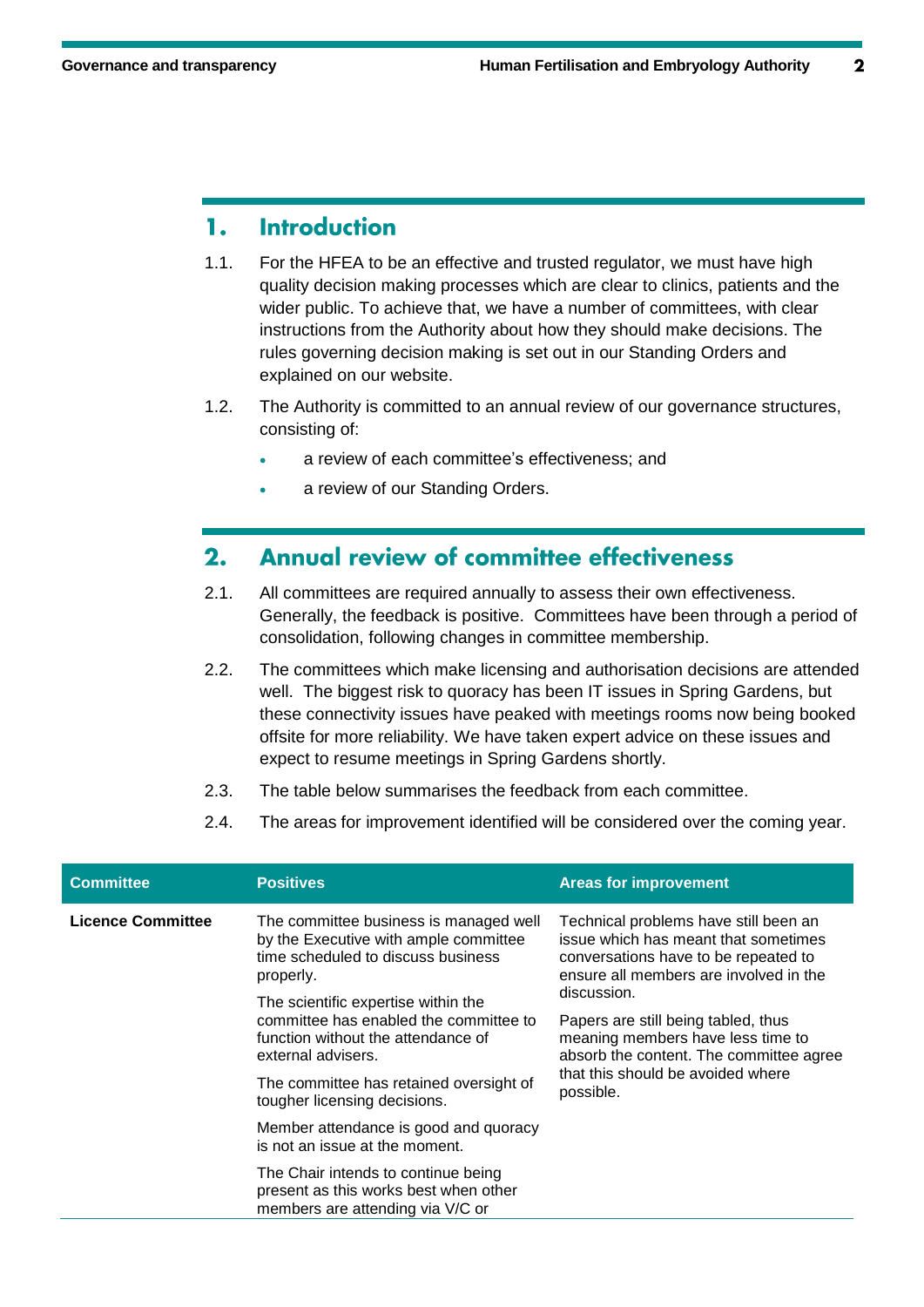## 1. Introduction

1.1. For the HFEA to be an effective and trusted regulator, we must have high quality decision making processes which are clear to clinics, patients and the wider public. To achieve that, we have a number of committees, with clear instructions from the Authority about how they should make decisions. The rules governing decision making is set out in our Standing Orders and explained on our website.

1.2. The Authority is committed to an annual review of our governance structures, consisting of:

- a review of each committee's effectiveness; and
- a review of our Standing Orders.

## 2. Annual review of committee effectiveness

2.1. All committees are required annually to assess their own effectiveness. Generally, the feedback is positive. Committees have been through a period of consolidation, following changes in committee membership.

2.2. The committees which make licensing and authorisation decisions are attended well. The biggest risk to quoracy has been IT issues in Spring Gardens, but these connectivity issues have peaked with meetings rooms now being booked offsite for more reliability. We have taken expert advice on these issues and expect to resume meetings in Spring Gardens shortly.

2.3. The table below summarises the feedback from each committee.

2.4. The areas for improvement identified will be considered over the coming year.

| Committee | Positives | Areas for improvement |
|---|---|---|
| **Licence Committee** | The committee business is managed well by the Executive with ample committee time scheduled to discuss business properly.<br><br>The scientific expertise within the committee has enabled the committee to function without the attendance of external advisers.<br><br>The committee has retained oversight of tougher licensing decisions.<br><br>Member attendance is good and quoracy is not an issue at the moment.<br><br>The Chair intends to continue being present as this works best when other members are attending via V/C or | Technical problems have still been an issue which has meant that sometimes conversations have to be repeated to ensure all members are involved in the discussion.<br><br>Papers are still being tabled, thus meaning members have less time to absorb the content. The committee agree that this should be avoided where possible. |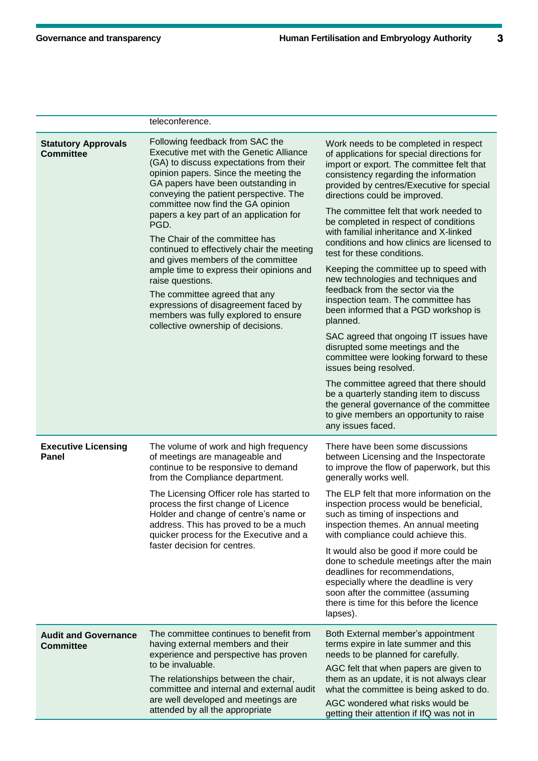| | | |
|---|---|---|
| | teleconference. | |
| **Statutory Approvals Committee** | Following feedback from SAC the Executive met with the Genetic Alliance (GA) to discuss expectations from their opinion papers. Since the meeting the GA papers have been outstanding in conveying the patient perspective. The committee now find the GA opinion papers a key part of an application for PGD.<br><br>The Chair of the committee has continued to effectively chair the meeting and gives members of the committee ample time to express their opinions and raise questions.<br><br>The committee agreed that any expressions of disagreement faced by members was fully explored to ensure collective ownership of decisions. | Work needs to be completed in respect of applications for special directions for import or export. The committee felt that consistency regarding the information provided by centres/Executive for special directions could be improved.<br><br>The committee felt that work needed to be completed in respect of conditions with familial inheritance and X-linked conditions and how clinics are licensed to test for these conditions.<br><br>Keeping the committee up to speed with new technologies and techniques and feedback from the sector via the inspection team. The committee has been informed that a PGD workshop is planned.<br><br>SAC agreed that ongoing IT issues have disrupted some meetings and the committee were looking forward to these issues being resolved.<br><br>The committee agreed that there should be a quarterly standing item to discuss the general governance of the committee to give members an opportunity to raise any issues faced. |
| **Executive Licensing Panel** | The volume of work and high frequency of meetings are manageable and continue to be responsive to demand from the Compliance department.<br><br>The Licensing Officer role has started to process the first change of Licence Holder and change of centre's name or address. This has proved to be a much quicker process for the Executive and a faster decision for centres. | There have been some discussions between Licensing and the Inspectorate to improve the flow of paperwork, but this generally works well.<br><br>The ELP felt that more information on the inspection process would be beneficial, such as timing of inspections and inspection themes. An annual meeting with compliance could achieve this.<br><br>It would also be good if more could be done to schedule meetings after the main deadlines for recommendations, especially where the deadline is very soon after the committee (assuming there is time for this before the licence lapses). |
| **Audit and Governance Committee** | The committee continues to benefit from having external members and their experience and perspective has proven to be invaluable.<br><br>The relationships between the chair, committee and internal and external audit are well developed and meetings are attended by all the appropriate | Both External member's appointment terms expire in late summer and this needs to be planned for carefully.<br><br>AGC felt that when papers are given to them as an update, it is not always clear what the committee is being asked to do.<br><br>AGC wondered what risks would be getting their attention if IfQ was not in |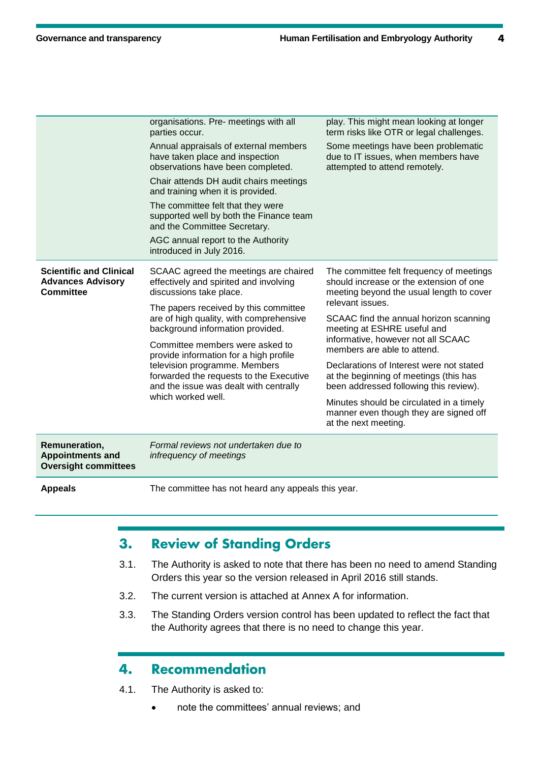| | | |
|---|---|---|
| | organisations. Pre- meetings with all parties occur. Annual appraisals of external members have taken place and inspection observations have been completed. Chair attends DH audit chairs meetings and training when it is provided. The committee felt that they were supported well by both the Finance team and the Committee Secretary. AGC annual report to the Authority introduced in July 2016. | play. This might mean looking at longer term risks like OTR or legal challenges. Some meetings have been problematic due to IT issues, when members have attempted to attend remotely. |
| **Scientific and Clinical Advances Advisory Committee** | SCAAC agreed the meetings are chaired effectively and spirited and involving discussions take place. The papers received by this committee are of high quality, with comprehensive background information provided. Committee members were asked to provide information for a high profile television programme. Members forwarded the requests to the Executive and the issue was dealt with centrally which worked well. | The committee felt frequency of meetings should increase or the extension of one meeting beyond the usual length to cover relevant issues. SCAAC find the annual horizon scanning meeting at ESHRE useful and informative, however not all SCAAC members are able to attend. Declarations of Interest were not stated at the beginning of meetings (this has been addressed following this review). Minutes should be circulated in a timely manner even though they are signed off at the next meeting. |
| **Remuneration, Appointments and Oversight committees** | *Formal reviews not undertaken due to infrequency of meetings* | |
| **Appeals** | The committee has not heard any appeals this year. | |

## 3. Review of Standing Orders

3.1. The Authority is asked to note that there has been no need to amend Standing Orders this year so the version released in April 2016 still stands.

3.2. The current version is attached at Annex A for information.

3.3. The Standing Orders version control has been updated to reflect the fact that the Authority agrees that there is no need to change this year.

## 4. Recommendation

4.1. The Authority is asked to:

- note the committees' annual reviews; and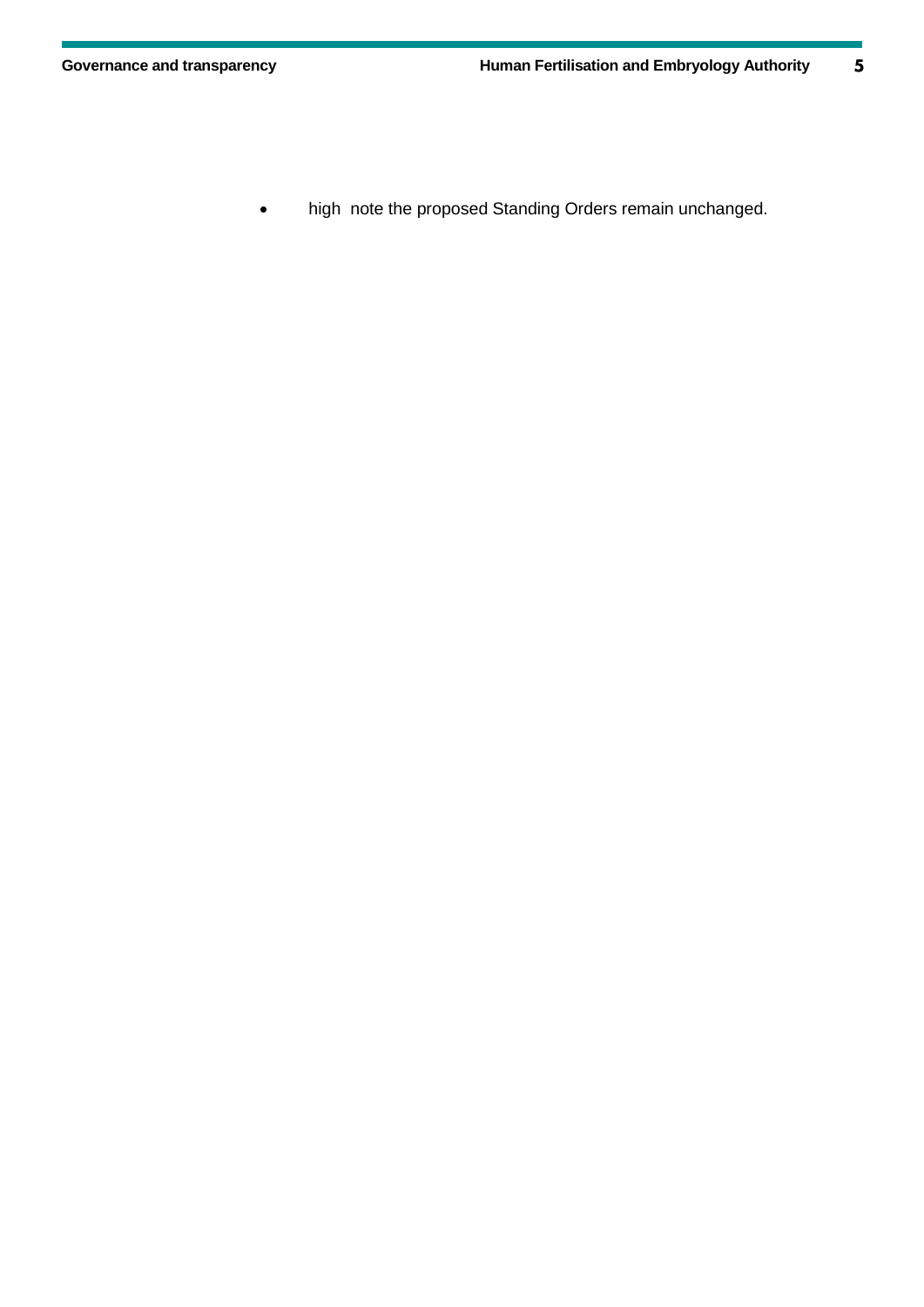- high  note the proposed Standing Orders remain unchanged.